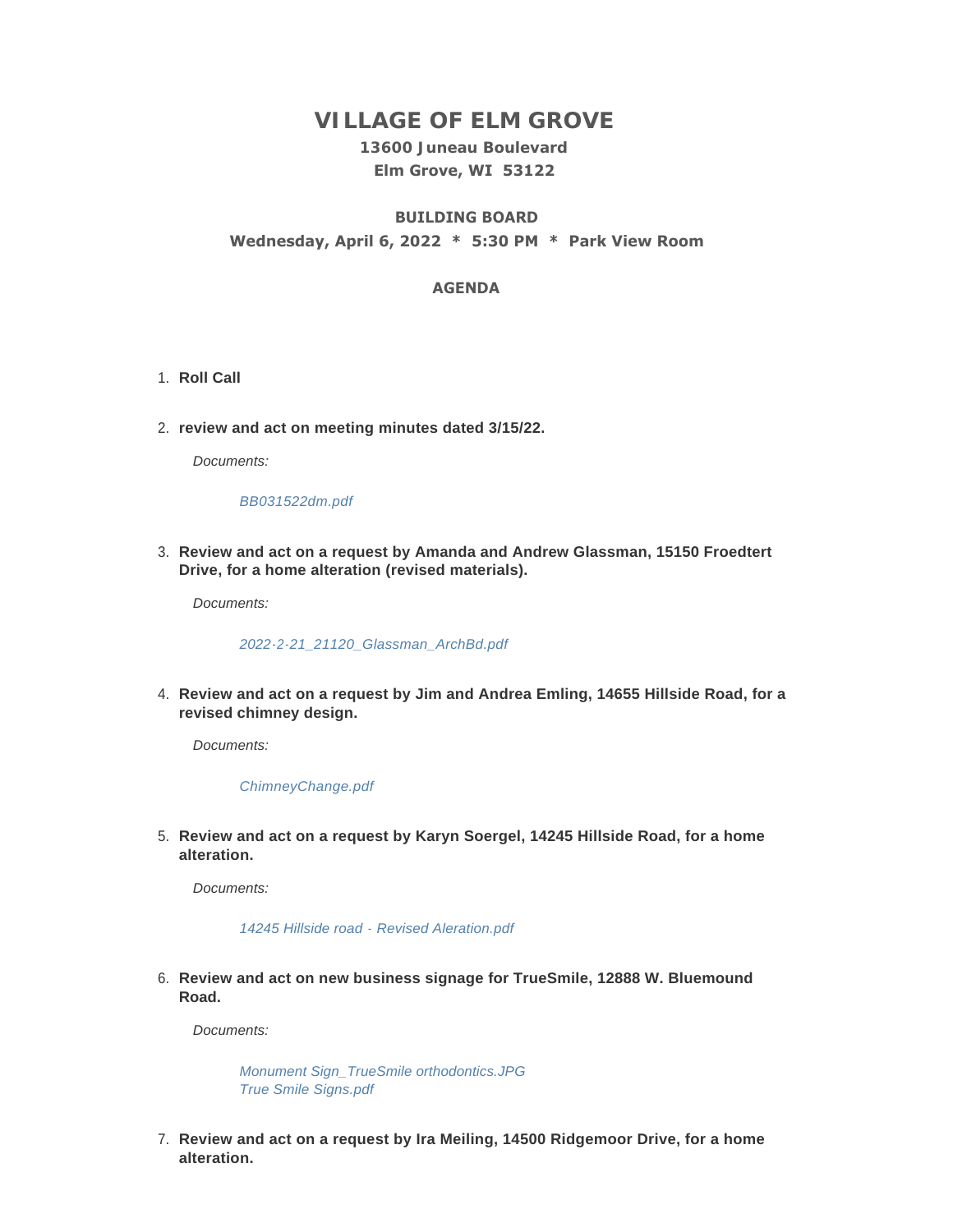# VILLAGE OF ELM GROVE

### 13600 Juneau Boulevard
### Elm Grove, WI 53122

### BUILDING BOARD
### Wednesday, April 6, 2022 * 5:30 PM * Park View Room

### AGENDA

1. **Roll Call**

2. **review and act on meeting minutes dated 3/15/22.**

   *Documents:*

   *BB031522dm.pdf*

3. **Review and act on a request by Amanda and Andrew Glassman, 15150 Froedtert Drive, for a home alteration (revised materials).**

   *Documents:*

   *2022-2-21_21120_Glassman_ArchBd.pdf*

4. **Review and act on a request by Jim and Andrea Emling, 14655 Hillside Road, for a revised chimney design.**

   *Documents:*

   *ChimneyChange.pdf*

5. **Review and act on a request by Karyn Soergel, 14245 Hillside Road, for a home alteration.**

   *Documents:*

   *14245 Hillside road - Revised Aleration.pdf*

6. **Review and act on new business signage for TrueSmile, 12888 W. Bluemound Road.**

   *Documents:*

   *Monument Sign_TrueSmile orthodontics.JPG*
   *True Smile Signs.pdf*

7. **Review and act on a request by Ira Meiling, 14500 Ridgemoor Drive, for a home alteration.**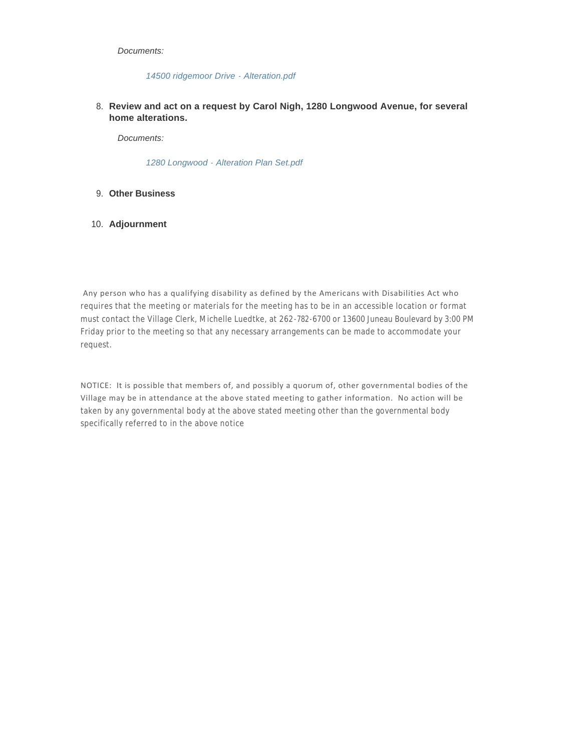*Documents:*

*14500 ridgemoor Drive - Alteration.pdf*

8. **Review and act on a request by Carol Nigh, 1280 Longwood Avenue, for several home alterations.**

   *Documents:*

   *1280 Longwood - Alteration Plan Set.pdf*

9. **Other Business**

10. **Adjournment**

Any person who has a qualifying disability as defined by the Americans with Disabilities Act who requires that the meeting or materials for the meeting has to be in an accessible location or format must contact the Village Clerk, Michelle Luedtke, at 262-782-6700 or 13600 Juneau Boulevard by 3:00 PM Friday prior to the meeting so that any necessary arrangements can be made to accommodate your request.

NOTICE: It is possible that members of, and possibly a quorum of, other governmental bodies of the Village may be in attendance at the above stated meeting to gather information. No action will be taken by any governmental body at the above stated meeting other than the governmental body specifically referred to in the above notice